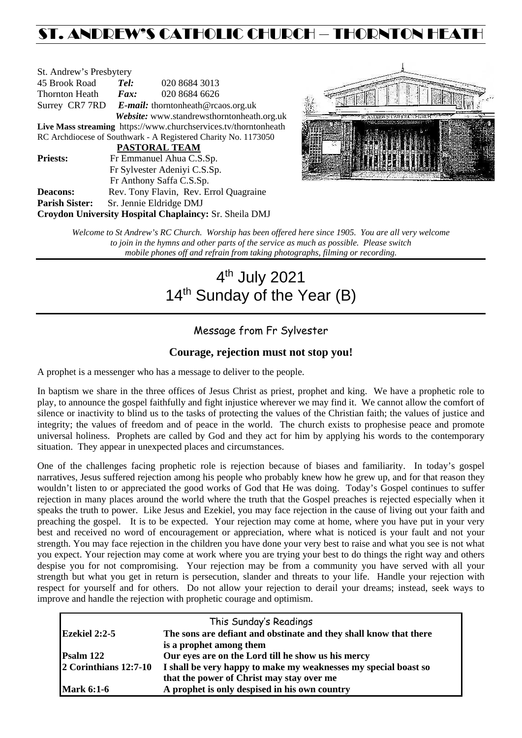# ST. ANDREW'S CATHOLIC CHURCH – THORNTON HEATH

St. Andrew's Presbytery
45 Brook Road *Tel:* 020 8684 3013
Thornton Heath *Fax:* 020 8684 6626
Surrey CR7 7RD *E-mail:* thorntonheath@rcaos.org.uk
*Website:* www.standrewsthorntonheath.org.uk
**Live Mass streaming** https://www.churchservices.tv/thorntonheath
RC Archdiocese of Southwark - A Registered Charity No. 1173050

**PASTORAL TEAM**

**Priests:** Fr Emmanuel Ahua C.S.Sp.
Fr Sylvester Adeniyi C.S.Sp.
Fr Anthony Saffa C.S.Sp.
**Deacons:** Rev. Tony Flavin, Rev. Errol Quagraine
**Parish Sister:** Sr. Jennie Eldridge DMJ
**Croydon University Hospital Chaplaincy:** Sr. Sheila DMJ

*Welcome to St Andrew's RC Church. Worship has been offered here since 1905. You are all very welcome to join in the hymns and other parts of the service as much as possible. Please switch mobile phones off and refrain from taking photographs, filming or recording.*

# 4th July 2021
# 14th Sunday of the Year (B)

## Message from Fr Sylvester

### Courage, rejection must not stop you!

A prophet is a messenger who has a message to deliver to the people.

In baptism we share in the three offices of Jesus Christ as priest, prophet and king. We have a prophetic role to play, to announce the gospel faithfully and fight injustice wherever we may find it. We cannot allow the comfort of silence or inactivity to blind us to the tasks of protecting the values of the Christian faith; the values of justice and integrity; the values of freedom and of peace in the world. The church exists to prophesise peace and promote universal holiness. Prophets are called by God and they act for him by applying his words to the contemporary situation. They appear in unexpected places and circumstances.

One of the challenges facing prophetic role is rejection because of biases and familiarity. In today's gospel narratives, Jesus suffered rejection among his people who probably knew how he grew up, and for that reason they wouldn't listen to or appreciated the good works of God that He was doing. Today's Gospel continues to suffer rejection in many places around the world where the truth that the Gospel preaches is rejected especially when it speaks the truth to power. Like Jesus and Ezekiel, you may face rejection in the cause of living out your faith and preaching the gospel. It is to be expected. Your rejection may come at home, where you have put in your very best and received no word of encouragement or appreciation, where what is noticed is your fault and not your strength. You may face rejection in the children you have done your very best to raise and what you see is not what you expect. Your rejection may come at work where you are trying your best to do things the right way and others despise you for not compromising. Your rejection may be from a community you have served with all your strength but what you get in return is persecution, slander and threats to your life. Handle your rejection with respect for yourself and for others. Do not allow your rejection to derail your dreams; instead, seek ways to improve and handle the rejection with prophetic courage and optimism.

| This Sunday's Readings | |
|---|---|
| **Ezekiel 2:2-5** | **The sons are defiant and obstinate and they shall know that there is a prophet among them** |
| **Psalm 122** | **Our eyes are on the Lord till he show us his mercy** |
| **2 Corinthians 12:7-10** | **I shall be very happy to make my weaknesses my special boast so that the power of Christ may stay over me** |
| **Mark 6:1-6** | **A prophet is only despised in his own country** |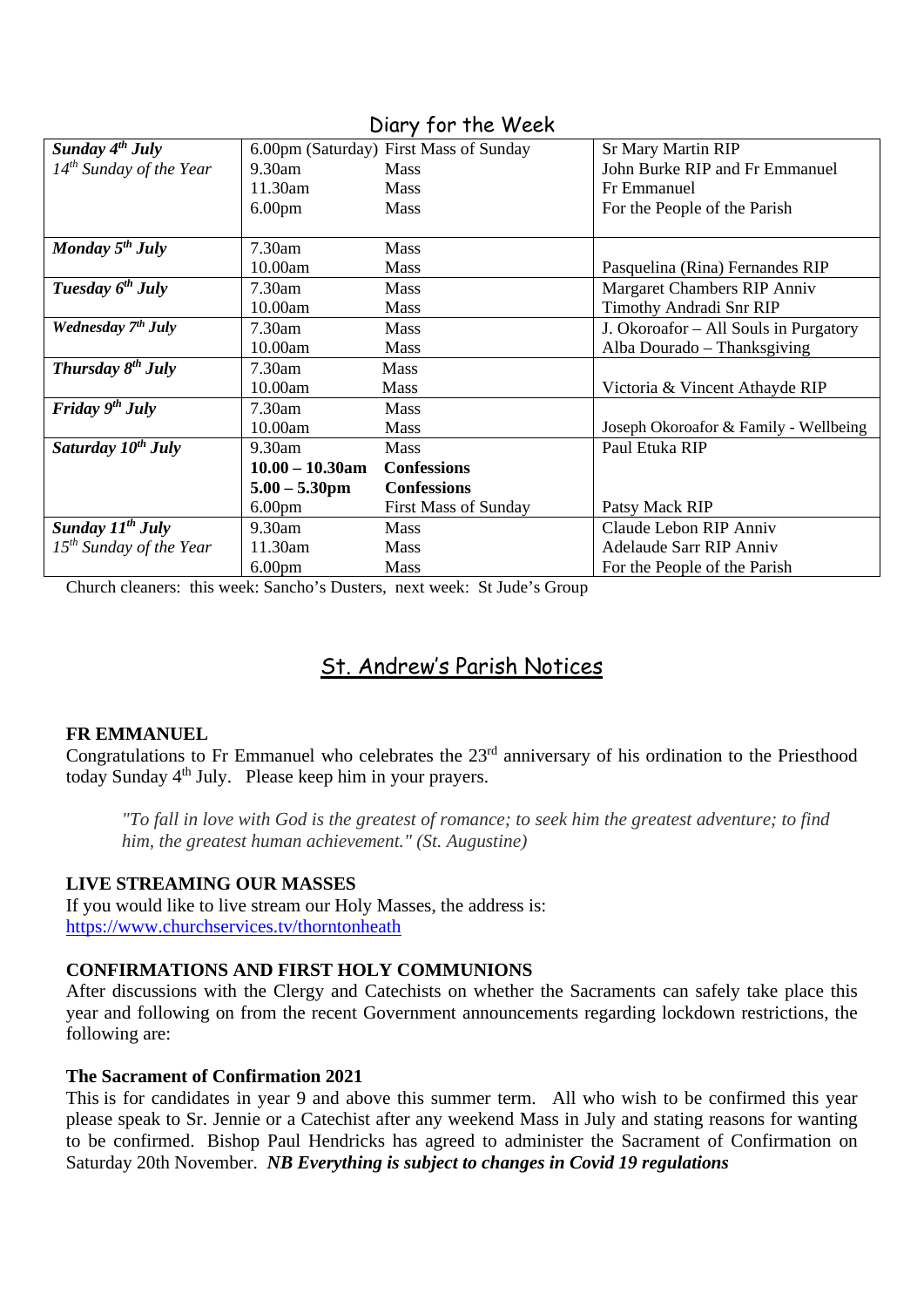## Diary for the Week

| | | | |
|---|---|---|---|
| ***Sunday 4th July*** *14th Sunday of the Year* | 6.00pm (Saturday) | First Mass of Sunday | Sr Mary Martin RIP |
| | 9.30am | Mass | John Burke RIP and Fr Emmanuel |
| | 11.30am | Mass | Fr Emmanuel |
| | 6.00pm | Mass | For the People of the Parish |
| ***Monday 5th July*** | 7.30am | Mass | |
| | 10.00am | Mass | Pasquelina (Rina) Fernandes RIP |
| ***Tuesday 6th July*** | 7.30am | Mass | Margaret Chambers RIP Anniv |
| | 10.00am | Mass | Timothy Andradi Snr RIP |
| ***Wednesday 7th July*** | 7.30am | Mass | J. Okoroafor – All Souls in Purgatory |
| | 10.00am | Mass | Alba Dourado – Thanksgiving |
| ***Thursday 8th July*** | 7.30am | Mass | |
| | 10.00am | Mass | Victoria & Vincent Athayde RIP |
| ***Friday 9th July*** | 7.30am | Mass | |
| | 10.00am | Mass | Joseph Okoroafor & Family - Wellbeing |
| ***Saturday 10th July*** | 9.30am | Mass | Paul Etuka RIP |
| | **10.00 – 10.30am** | **Confessions** | |
| | **5.00 – 5.30pm** | **Confessions** | |
| | 6.00pm | First Mass of Sunday | Patsy Mack RIP |
| ***Sunday 11th July*** *15th Sunday of the Year* | 9.30am | Mass | Claude Lebon RIP Anniv |
| | 11.30am | Mass | Adelaude Sarr RIP Anniv |
| | 6.00pm | Mass | For the People of the Parish |

Church cleaners: this week: Sancho's Dusters, next week: St Jude's Group

## St. Andrew's Parish Notices

**FR EMMANUEL**

Congratulations to Fr Emmanuel who celebrates the 23rd anniversary of his ordination to the Priesthood today Sunday 4th July. Please keep him in your prayers.

> *"To fall in love with God is the greatest of romance; to seek him the greatest adventure; to find him, the greatest human achievement." (St. Augustine)*

**LIVE STREAMING OUR MASSES**

If you would like to live stream our Holy Masses, the address is:
https://www.churchservices.tv/thorntonheath

**CONFIRMATIONS AND FIRST HOLY COMMUNIONS**

After discussions with the Clergy and Catechists on whether the Sacraments can safely take place this year and following on from the recent Government announcements regarding lockdown restrictions, the following are:

**The Sacrament of Confirmation 2021**

This is for candidates in year 9 and above this summer term. All who wish to be confirmed this year please speak to Sr. Jennie or a Catechist after any weekend Mass in July and stating reasons for wanting to be confirmed. Bishop Paul Hendricks has agreed to administer the Sacrament of Confirmation on Saturday 20th November. ***NB Everything is subject to changes in Covid 19 regulations***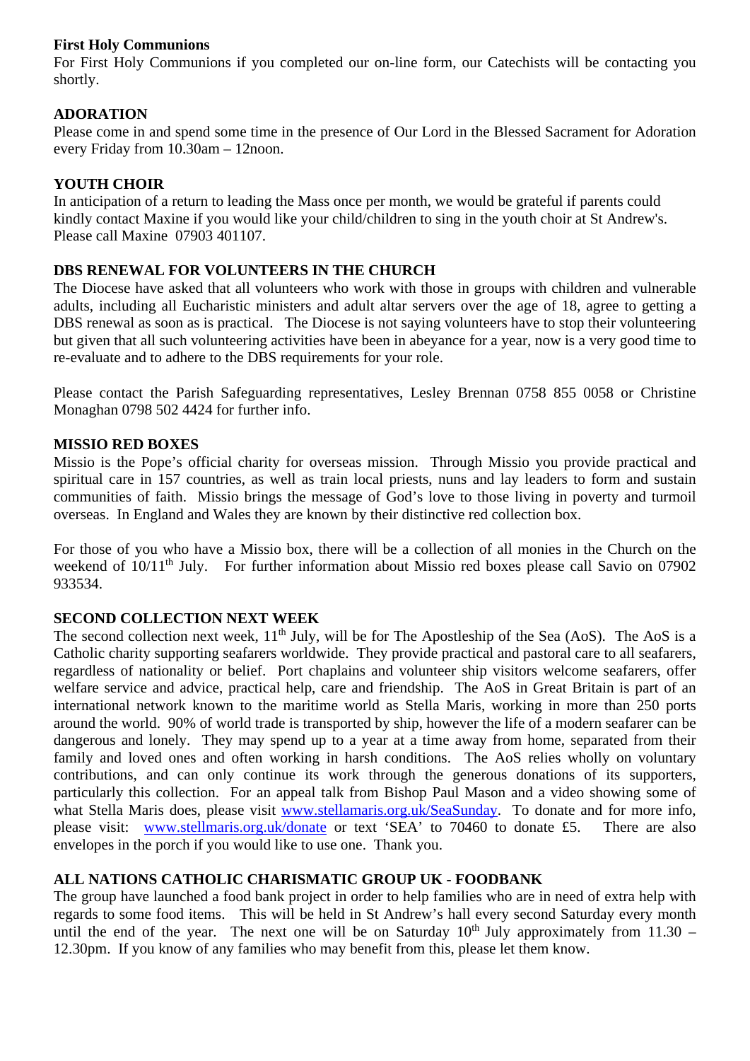**First Holy Communions**

For First Holy Communions if you completed our on-line form, our Catechists will be contacting you shortly.

**ADORATION**

Please come in and spend some time in the presence of Our Lord in the Blessed Sacrament for Adoration every Friday from 10.30am – 12noon.

**YOUTH CHOIR**

In anticipation of a return to leading the Mass once per month, we would be grateful if parents could kindly contact Maxine if you would like your child/children to sing in the youth choir at St Andrew's. Please call Maxine 07903 401107.

**DBS RENEWAL FOR VOLUNTEERS IN THE CHURCH**

The Diocese have asked that all volunteers who work with those in groups with children and vulnerable adults, including all Eucharistic ministers and adult altar servers over the age of 18, agree to getting a DBS renewal as soon as is practical. The Diocese is not saying volunteers have to stop their volunteering but given that all such volunteering activities have been in abeyance for a year, now is a very good time to re-evaluate and to adhere to the DBS requirements for your role.

Please contact the Parish Safeguarding representatives, Lesley Brennan 0758 855 0058 or Christine Monaghan 0798 502 4424 for further info.

**MISSIO RED BOXES**

Missio is the Pope's official charity for overseas mission. Through Missio you provide practical and spiritual care in 157 countries, as well as train local priests, nuns and lay leaders to form and sustain communities of faith. Missio brings the message of God's love to those living in poverty and turmoil overseas. In England and Wales they are known by their distinctive red collection box.

For those of you who have a Missio box, there will be a collection of all monies in the Church on the weekend of 10/11th July. For further information about Missio red boxes please call Savio on 07902 933534.

**SECOND COLLECTION NEXT WEEK**

The second collection next week, 11th July, will be for The Apostleship of the Sea (AoS). The AoS is a Catholic charity supporting seafarers worldwide. They provide practical and pastoral care to all seafarers, regardless of nationality or belief. Port chaplains and volunteer ship visitors welcome seafarers, offer welfare service and advice, practical help, care and friendship. The AoS in Great Britain is part of an international network known to the maritime world as Stella Maris, working in more than 250 ports around the world. 90% of world trade is transported by ship, however the life of a modern seafarer can be dangerous and lonely. They may spend up to a year at a time away from home, separated from their family and loved ones and often working in harsh conditions. The AoS relies wholly on voluntary contributions, and can only continue its work through the generous donations of its supporters, particularly this collection. For an appeal talk from Bishop Paul Mason and a video showing some of what Stella Maris does, please visit www.stellamaris.org.uk/SeaSunday. To donate and for more info, please visit: www.stellmaris.org.uk/donate or text 'SEA' to 70460 to donate £5. There are also envelopes in the porch if you would like to use one. Thank you.

**ALL NATIONS CATHOLIC CHARISMATIC GROUP UK - FOODBANK**

The group have launched a food bank project in order to help families who are in need of extra help with regards to some food items. This will be held in St Andrew's hall every second Saturday every month until the end of the year. The next one will be on Saturday 10th July approximately from 11.30 – 12.30pm. If you know of any families who may benefit from this, please let them know.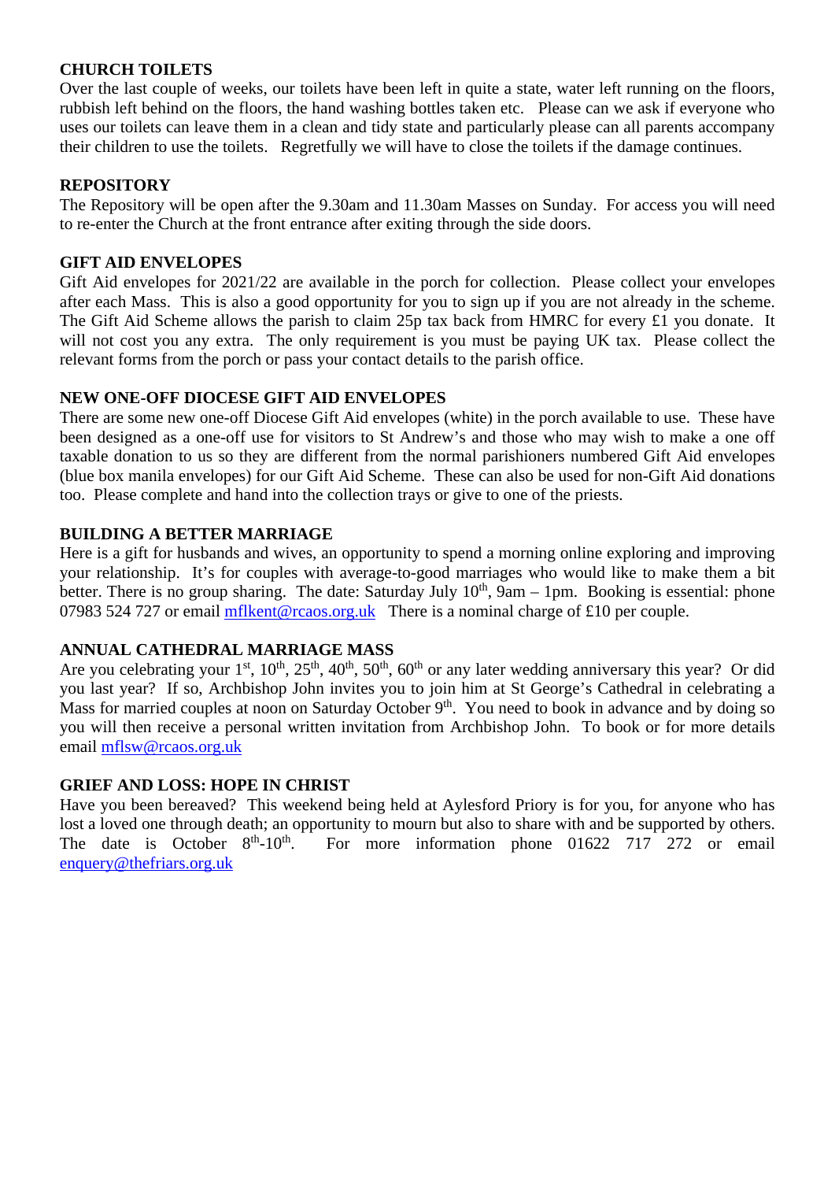**CHURCH TOILETS**

Over the last couple of weeks, our toilets have been left in quite a state, water left running on the floors, rubbish left behind on the floors, the hand washing bottles taken etc. Please can we ask if everyone who uses our toilets can leave them in a clean and tidy state and particularly please can all parents accompany their children to use the toilets. Regretfully we will have to close the toilets if the damage continues.

**REPOSITORY**

The Repository will be open after the 9.30am and 11.30am Masses on Sunday. For access you will need to re-enter the Church at the front entrance after exiting through the side doors.

**GIFT AID ENVELOPES**

Gift Aid envelopes for 2021/22 are available in the porch for collection. Please collect your envelopes after each Mass. This is also a good opportunity for you to sign up if you are not already in the scheme. The Gift Aid Scheme allows the parish to claim 25p tax back from HMRC for every £1 you donate. It will not cost you any extra. The only requirement is you must be paying UK tax. Please collect the relevant forms from the porch or pass your contact details to the parish office.

**NEW ONE-OFF DIOCESE GIFT AID ENVELOPES**

There are some new one-off Diocese Gift Aid envelopes (white) in the porch available to use. These have been designed as a one-off use for visitors to St Andrew's and those who may wish to make a one off taxable donation to us so they are different from the normal parishioners numbered Gift Aid envelopes (blue box manila envelopes) for our Gift Aid Scheme. These can also be used for non-Gift Aid donations too. Please complete and hand into the collection trays or give to one of the priests.

**BUILDING A BETTER MARRIAGE**

Here is a gift for husbands and wives, an opportunity to spend a morning online exploring and improving your relationship. It's for couples with average-to-good marriages who would like to make them a bit better. There is no group sharing. The date: Saturday July 10th, 9am – 1pm. Booking is essential: phone 07983 524 727 or email mflkent@rcaos.org.uk There is a nominal charge of £10 per couple.

**ANNUAL CATHEDRAL MARRIAGE MASS**

Are you celebrating your 1st, 10th, 25th, 40th, 50th, 60th or any later wedding anniversary this year? Or did you last year? If so, Archbishop John invites you to join him at St George's Cathedral in celebrating a Mass for married couples at noon on Saturday October 9th. You need to book in advance and by doing so you will then receive a personal written invitation from Archbishop John. To book or for more details email mflsw@rcaos.org.uk

**GRIEF AND LOSS: HOPE IN CHRIST**

Have you been bereaved? This weekend being held at Aylesford Priory is for you, for anyone who has lost a loved one through death; an opportunity to mourn but also to share with and be supported by others. The date is October 8th-10th. For more information phone 01622 717 272 or email enquery@thefriars.org.uk